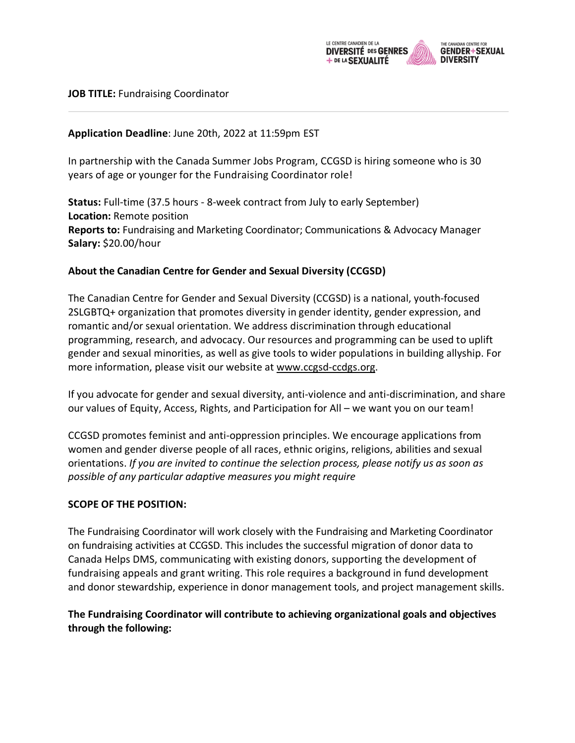**JOB TITLE:** Fundraising Coordinator

---

**Application Deadline**: June 20th, 2022 at 11:59pm EST

In partnership with the Canada Summer Jobs Program, CCGSD is hiring someone who is 30 years of age or younger for the Fundraising Coordinator role!

**Status:** Full-time (37.5 hours - 8-week contract from July to early September)
**Location:** Remote position
**Reports to:** Fundraising and Marketing Coordinator; Communications & Advocacy Manager
**Salary:** $20.00/hour

**About the Canadian Centre for Gender and Sexual Diversity (CCGSD)**

The Canadian Centre for Gender and Sexual Diversity (CCGSD) is a national, youth-focused 2SLGBTQ+ organization that promotes diversity in gender identity, gender expression, and romantic and/or sexual orientation. We address discrimination through educational programming, research, and advocacy. Our resources and programming can be used to uplift gender and sexual minorities, as well as give tools to wider populations in building allyship. For more information, please visit our website at www.ccgsd-ccdgs.org.

If you advocate for gender and sexual diversity, anti-violence and anti-discrimination, and share our values of Equity, Access, Rights, and Participation for All – we want you on our team!

CCGSD promotes feminist and anti-oppression principles. We encourage applications from women and gender diverse people of all races, ethnic origins, religions, abilities and sexual orientations. *If you are invited to continue the selection process, please notify us as soon as possible of any particular adaptive measures you might require*

**SCOPE OF THE POSITION:**

The Fundraising Coordinator will work closely with the Fundraising and Marketing Coordinator on fundraising activities at CCGSD. This includes the successful migration of donor data to Canada Helps DMS, communicating with existing donors, supporting the development of fundraising appeals and grant writing. This role requires a background in fund development and donor stewardship, experience in donor management tools, and project management skills.

**The Fundraising Coordinator will contribute to achieving organizational goals and objectives through the following:**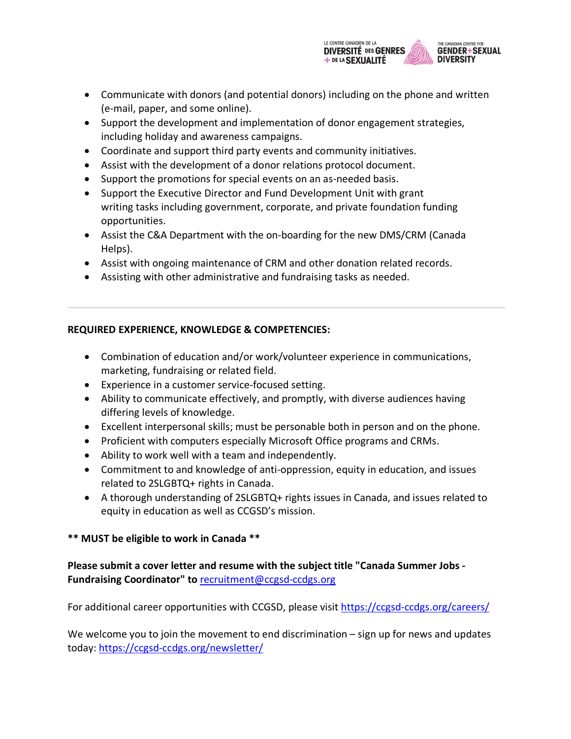- Communicate with donors (and potential donors) including on the phone and written (e-mail, paper, and some online).
- Support the development and implementation of donor engagement strategies, including holiday and awareness campaigns.
- Coordinate and support third party events and community initiatives.
- Assist with the development of a donor relations protocol document.
- Support the promotions for special events on an as-needed basis.
- Support the Executive Director and Fund Development Unit with grant writing tasks including government, corporate, and private foundation funding opportunities.
- Assist the C&A Department with the on-boarding for the new DMS/CRM (Canada Helps).
- Assist with ongoing maintenance of CRM and other donation related records.
- Assisting with other administrative and fundraising tasks as needed.

---

**REQUIRED EXPERIENCE, KNOWLEDGE & COMPETENCIES:**

- Combination of education and/or work/volunteer experience in communications, marketing, fundraising or related field.
- Experience in a customer service-focused setting.
- Ability to communicate effectively, and promptly, with diverse audiences having differing levels of knowledge.
- Excellent interpersonal skills; must be personable both in person and on the phone.
- Proficient with computers especially Microsoft Office programs and CRMs.
- Ability to work well with a team and independently.
- Commitment to and knowledge of anti-oppression, equity in education, and issues related to 2SLGBTQ+ rights in Canada.
- A thorough understanding of 2SLGBTQ+ rights issues in Canada, and issues related to equity in education as well as CCGSD's mission.

**** MUST be eligible to work in Canada ****

**Please submit a cover letter and resume with the subject title "Canada Summer Jobs - Fundraising Coordinator" to** [recruitment@ccgsd-ccdgs.org](mailto:recruitment@ccgsd-ccdgs.org)

For additional career opportunities with CCGSD, please visit [https://ccgsd-ccdgs.org/careers/](https://ccgsd-ccdgs.org/careers/)

We welcome you to join the movement to end discrimination – sign up for news and updates today: [https://ccgsd-ccdgs.org/newsletter/](https://ccgsd-ccdgs.org/newsletter/)